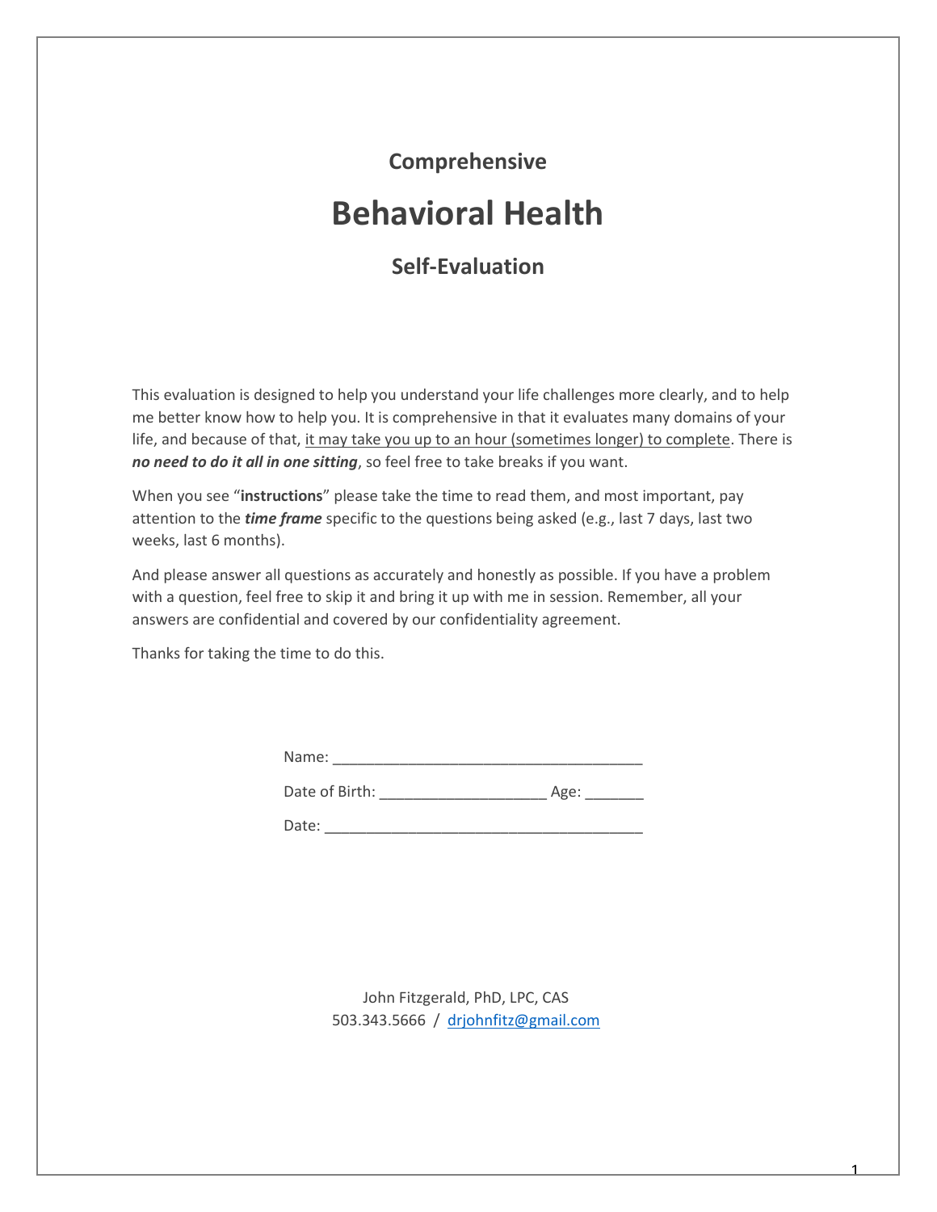### Comprehensive

# Behavioral Health

### Self-Evaluation

This evaluation is designed to help you understand your life challenges more clearly, and to help me better know how to help you. It is comprehensive in that it evaluates many domains of your life, and because of that, it may take you up to an hour (sometimes longer) to complete. There is ***no need to do it all in one sitting***, so feel free to take breaks if you want.

When you see "**instructions**" please take the time to read them, and most important, pay attention to the ***time frame*** specific to the questions being asked (e.g., last 7 days, last two weeks, last 6 months).

And please answer all questions as accurately and honestly as possible. If you have a problem with a question, feel free to skip it and bring it up with me in session. Remember, all your answers are confidential and covered by our confidentiality agreement.

Thanks for taking the time to do this.

Name: _____________________________________

Date of Birth: ____________________ Age: _______

Date: ______________________________________

John Fitzgerald, PhD, LPC, CAS
503.343.5666 / drjohnfitz@gmail.com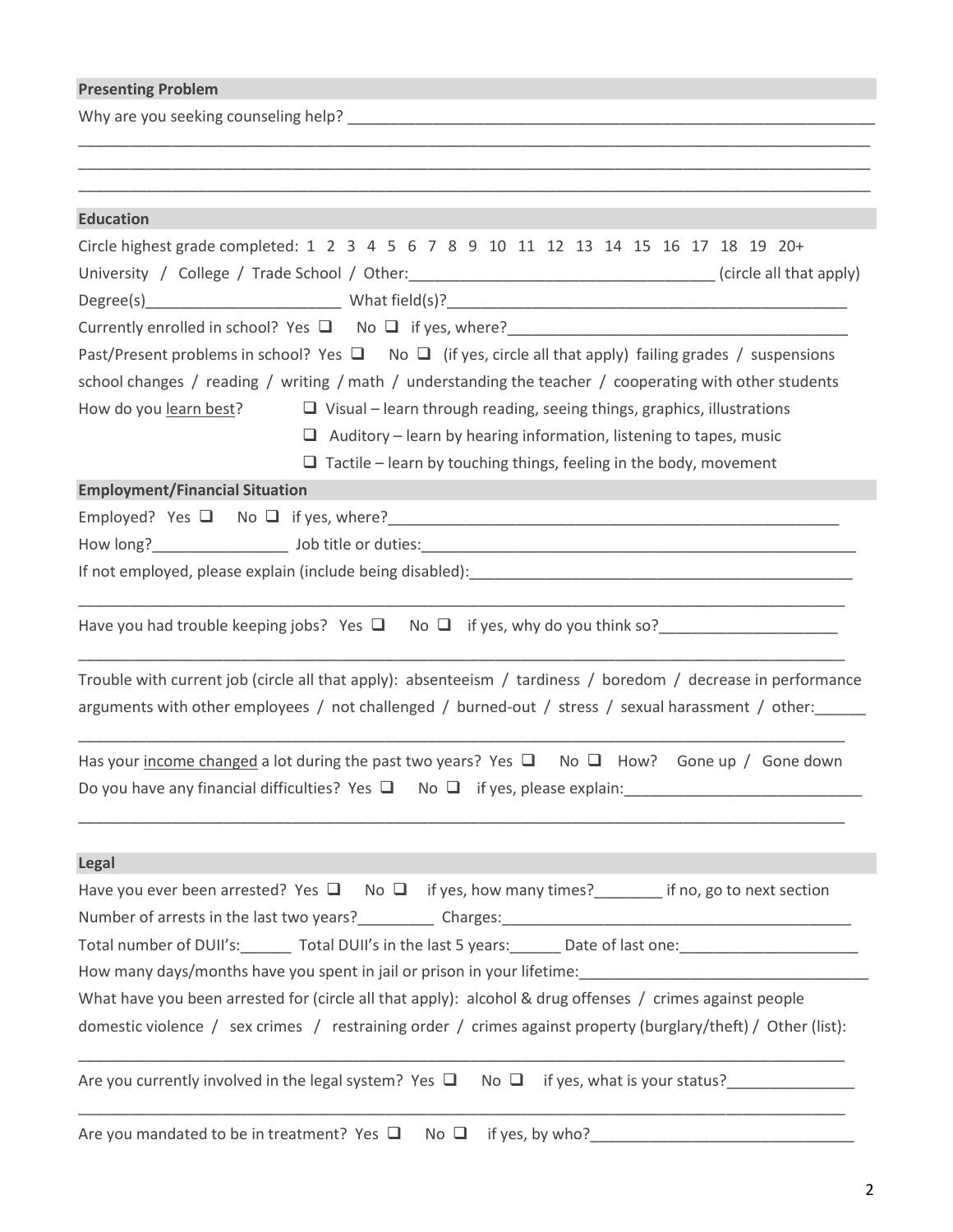## Presenting Problem

Why are you seeking counseling help? ______________________________________________________________

__________________________________________________________________________________________

__________________________________________________________________________________________

__________________________________________________________________________________________

## Education

Circle highest grade completed: 1 2 3 4 5 6 7 8 9 10 11 12 13 14 15 16 17 18 19 20+

University / College / Trade School / Other:__________________________________ (circle all that apply)

Degree(s)______________________ What field(s)?_____________________________________________

Currently enrolled in school? Yes ❑ No ❑ if yes, where?_______________________________________

Past/Present problems in school? Yes ❑ No ❑ (if yes, circle all that apply) failing grades / suspensions school changes / reading / writing / math / understanding the teacher / cooperating with other students

How do you learn best?

- ❑ Visual – learn through reading, seeing things, graphics, illustrations
- ❑ Auditory – learn by hearing information, listening to tapes, music
- ❑ Tactile – learn by touching things, feeling in the body, movement

## Employment/Financial Situation

Employed? Yes ❑ No ❑ if yes, where?_________________________________________________

How long?_______________ Job title or duties:___________________________________________________

If not employed, please explain (include being disabled):_____________________________________________

__________________________________________________________________________________________

Have you had trouble keeping jobs? Yes ❑ No ❑ if yes, why do you think so?____________________

__________________________________________________________________________________________

Trouble with current job (circle all that apply): absenteeism / tardiness / boredom / decrease in performance arguments with other employees / not challenged / burned-out / stress / sexual harassment / other:______

__________________________________________________________________________________________

Has your income changed a lot during the past two years? Yes ❑ No ❑ How? Gone up / Gone down

Do you have any financial difficulties? Yes ❑ No ❑ if yes, please explain:__________________________

__________________________________________________________________________________________

## Legal

Have you ever been arrested? Yes ❑ No ❑ if yes, how many times?________ if no, go to next section

Number of arrests in the last two years?_________ Charges:_________________________________________

Total number of DUII's:______ Total DUII's in the last 5 years:______ Date of last one:____________________

How many days/months have you spent in jail or prison in your lifetime:________________________________

What have you been arrested for (circle all that apply): alcohol & drug offenses / crimes against people domestic violence / sex crimes / restraining order / crimes against property (burglary/theft) / Other (list):

__________________________________________________________________________________________

Are you currently involved in the legal system? Yes ❑ No ❑ if yes, what is your status?_______________

__________________________________________________________________________________________

Are you mandated to be in treatment? Yes ❑ No ❑ if yes, by who?______________________________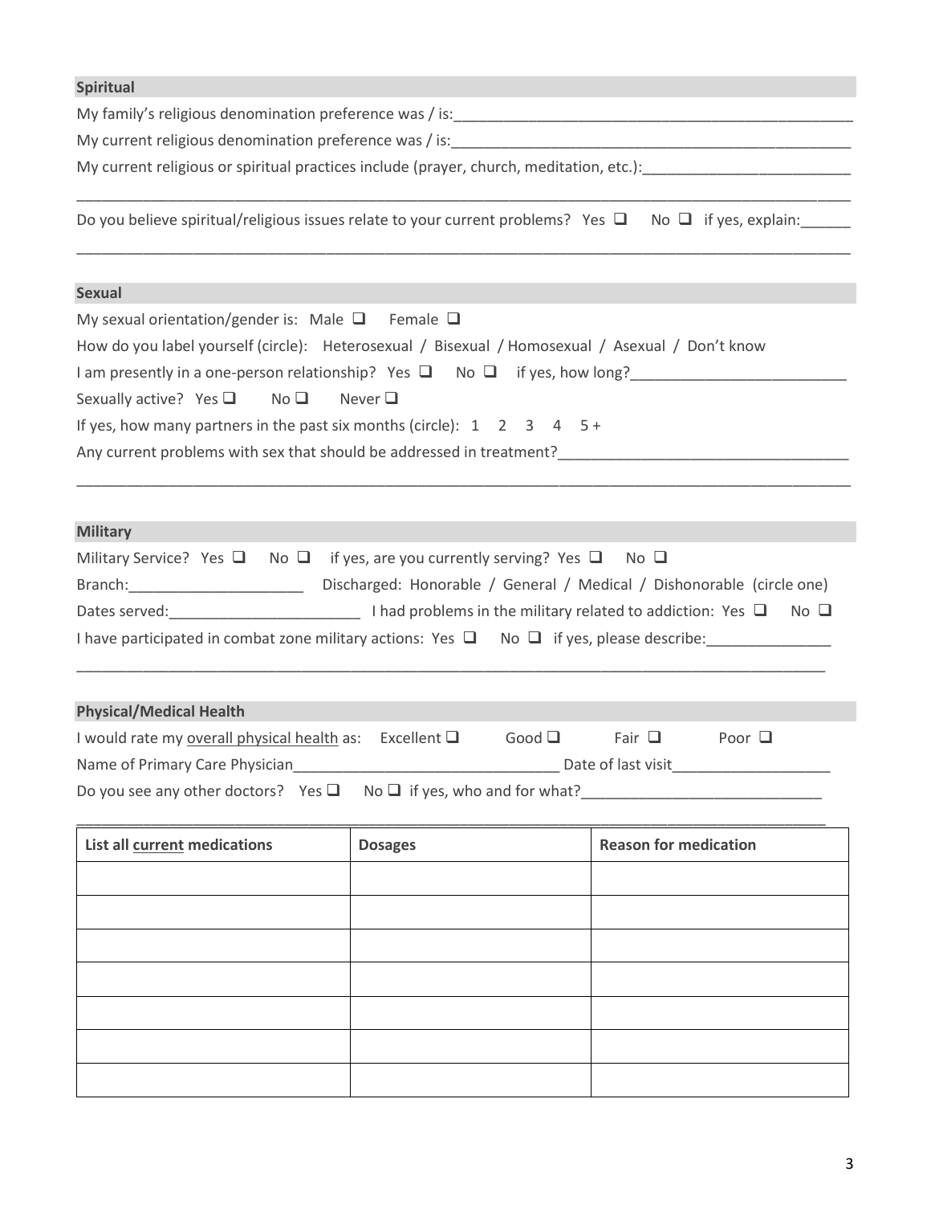## Spiritual

My family's religious denomination preference was / is:\_\_\_\_\_\_\_\_\_\_\_\_\_\_\_\_\_\_\_\_\_\_\_\_\_\_\_\_\_\_\_\_\_\_\_\_\_\_\_\_\_\_\_\_\_\_\_\_

My current religious denomination preference was / is:\_\_\_\_\_\_\_\_\_\_\_\_\_\_\_\_\_\_\_\_\_\_\_\_\_\_\_\_\_\_\_\_\_\_\_\_\_\_\_\_\_\_\_\_\_\_\_\_\_

My current religious or spiritual practices include (prayer, church, meditation, etc.):\_\_\_\_\_\_\_\_\_\_\_\_\_\_\_\_\_\_\_\_\_\_\_\_\_

\_\_\_\_\_\_\_\_\_\_\_\_\_\_\_\_\_\_\_\_\_\_\_\_\_\_\_\_\_\_\_\_\_\_\_\_\_\_\_\_\_\_\_\_\_\_\_\_\_\_\_\_\_\_\_\_\_\_\_\_\_\_\_\_\_\_\_\_\_\_\_\_\_\_\_\_\_\_\_\_\_\_\_\_\_\_\_\_\_\_\_\_\_\_\_\_\_

Do you believe spiritual/religious issues relate to your current problems? Yes ❑ No ❑ if yes, explain:\_\_\_\_\_\_

\_\_\_\_\_\_\_\_\_\_\_\_\_\_\_\_\_\_\_\_\_\_\_\_\_\_\_\_\_\_\_\_\_\_\_\_\_\_\_\_\_\_\_\_\_\_\_\_\_\_\_\_\_\_\_\_\_\_\_\_\_\_\_\_\_\_\_\_\_\_\_\_\_\_\_\_\_\_\_\_\_\_\_\_\_\_\_\_\_\_\_\_\_\_\_\_\_

## Sexual

My sexual orientation/gender is: Male ❑ Female ❑

How do you label yourself (circle): Heterosexual / Bisexual / Homosexual / Asexual / Don't know

I am presently in a one-person relationship? Yes ❑ No ❑ if yes, how long?\_\_\_\_\_\_\_\_\_\_\_\_\_\_\_\_\_\_\_\_\_\_\_\_\_\_

Sexually active? Yes ❑ No ❑ Never ❑

If yes, how many partners in the past six months (circle): 1 2 3 4 5 +

Any current problems with sex that should be addressed in treatment?\_\_\_\_\_\_\_\_\_\_\_\_\_\_\_\_\_\_\_\_\_\_\_\_\_\_\_\_\_\_\_\_\_\_\_

\_\_\_\_\_\_\_\_\_\_\_\_\_\_\_\_\_\_\_\_\_\_\_\_\_\_\_\_\_\_\_\_\_\_\_\_\_\_\_\_\_\_\_\_\_\_\_\_\_\_\_\_\_\_\_\_\_\_\_\_\_\_\_\_\_\_\_\_\_\_\_\_\_\_\_\_\_\_\_\_\_\_\_\_\_\_\_\_\_\_\_\_\_\_\_\_\_

## Military

Military Service? Yes ❑ No ❑ if yes, are you currently serving? Yes ❑ No ❑

Branch:\_\_\_\_\_\_\_\_\_\_\_\_\_\_\_\_\_\_\_\_\_\_ Discharged: Honorable / General / Medical / Dishonorable (circle one)

Dates served:\_\_\_\_\_\_\_\_\_\_\_\_\_\_\_\_\_\_\_\_\_\_\_\_ I had problems in the military related to addiction: Yes ❑ No ❑

I have participated in combat zone military actions: Yes ❑ No ❑ if yes, please describe:\_\_\_\_\_\_\_\_\_\_\_\_\_\_\_\_

\_\_\_\_\_\_\_\_\_\_\_\_\_\_\_\_\_\_\_\_\_\_\_\_\_\_\_\_\_\_\_\_\_\_\_\_\_\_\_\_\_\_\_\_\_\_\_\_\_\_\_\_\_\_\_\_\_\_\_\_\_\_\_\_\_\_\_\_\_\_\_\_\_\_\_\_\_\_\_\_\_\_\_\_\_\_\_\_\_\_\_\_\_\_\_

## Physical/Medical Health

I would rate my overall physical health as: Excellent ❑ Good ❑ Fair ❑ Poor ❑

Name of Primary Care Physician\_\_\_\_\_\_\_\_\_\_\_\_\_\_\_\_\_\_\_\_\_\_\_\_\_\_\_\_\_\_\_\_\_\_ Date of last visit\_\_\_\_\_\_\_\_\_\_\_\_\_\_\_\_\_\_\_\_

Do you see any other doctors? Yes ❑ No ❑ if yes, who and for what?\_\_\_\_\_\_\_\_\_\_\_\_\_\_\_\_\_\_\_\_\_\_\_\_\_\_\_\_\_\_

\_\_\_\_\_\_\_\_\_\_\_\_\_\_\_\_\_\_\_\_\_\_\_\_\_\_\_\_\_\_\_\_\_\_\_\_\_\_\_\_\_\_\_\_\_\_\_\_\_\_\_\_\_\_\_\_\_\_\_\_\_\_\_\_\_\_\_\_\_\_\_\_\_\_\_\_\_\_\_\_\_\_\_\_\_\_\_\_\_\_\_\_\_\_\_

| List all current medications | Dosages | Reason for medication |
| --- | --- | --- |
| | | |
| | | |
| | | |
| | | |
| | | |
| | | |
| | | |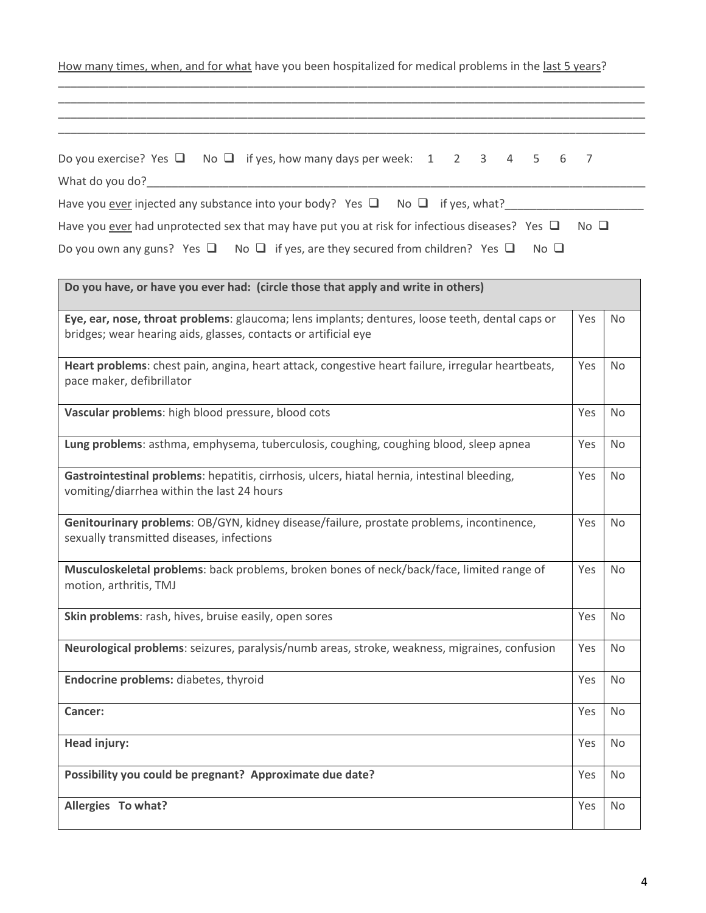<u>How many times, when, and for what</u> have you been hospitalized for medical problems in the <u>last 5 years</u>?

_______________________________________________________________________________________________

_______________________________________________________________________________________________

_______________________________________________________________________________________________

_______________________________________________________________________________________________

Do you exercise? Yes ❑ No ❑ if yes, how many days per week: 1 2 3 4 5 6 7

What do you do?_______________________________________________________________________________

Have you <u>ever</u> injected any substance into your body? Yes ❑ No ❑ if yes, what?______________________

Have you <u>ever</u> had unprotected sex that may have put you at risk for infectious diseases? Yes ❑ No ❑

Do you own any guns? Yes ❑ No ❑ if yes, are they secured from children? Yes ❑ No ❑

| **Do you have, or have you ever had: (circle those that apply and write in others)** | | |
|---|---|---|
| **Eye, ear, nose, throat problems**: glaucoma; lens implants; dentures, loose teeth, dental caps or bridges; wear hearing aids, glasses, contacts or artificial eye | Yes | No |
| **Heart problems**: chest pain, angina, heart attack, congestive heart failure, irregular heartbeats, pace maker, defibrillator | Yes | No |
| **Vascular problems**: high blood pressure, blood cots | Yes | No |
| **Lung problems**: asthma, emphysema, tuberculosis, coughing, coughing blood, sleep apnea | Yes | No |
| **Gastrointestinal problems**: hepatitis, cirrhosis, ulcers, hiatal hernia, intestinal bleeding, vomiting/diarrhea within the last 24 hours | Yes | No |
| **Genitourinary problems**: OB/GYN, kidney disease/failure, prostate problems, incontinence, sexually transmitted diseases, infections | Yes | No |
| **Musculoskeletal problems**: back problems, broken bones of neck/back/face, limited range of motion, arthritis, TMJ | Yes | No |
| **Skin problems**: rash, hives, bruise easily, open sores | Yes | No |
| **Neurological problems**: seizures, paralysis/numb areas, stroke, weakness, migraines, confusion | Yes | No |
| **Endocrine problems:** diabetes, thyroid | Yes | No |
| **Cancer:** | Yes | No |
| **Head injury:** | Yes | No |
| **Possibility you could be pregnant? Approximate due date?** | Yes | No |
| **Allergies To what?** | Yes | No |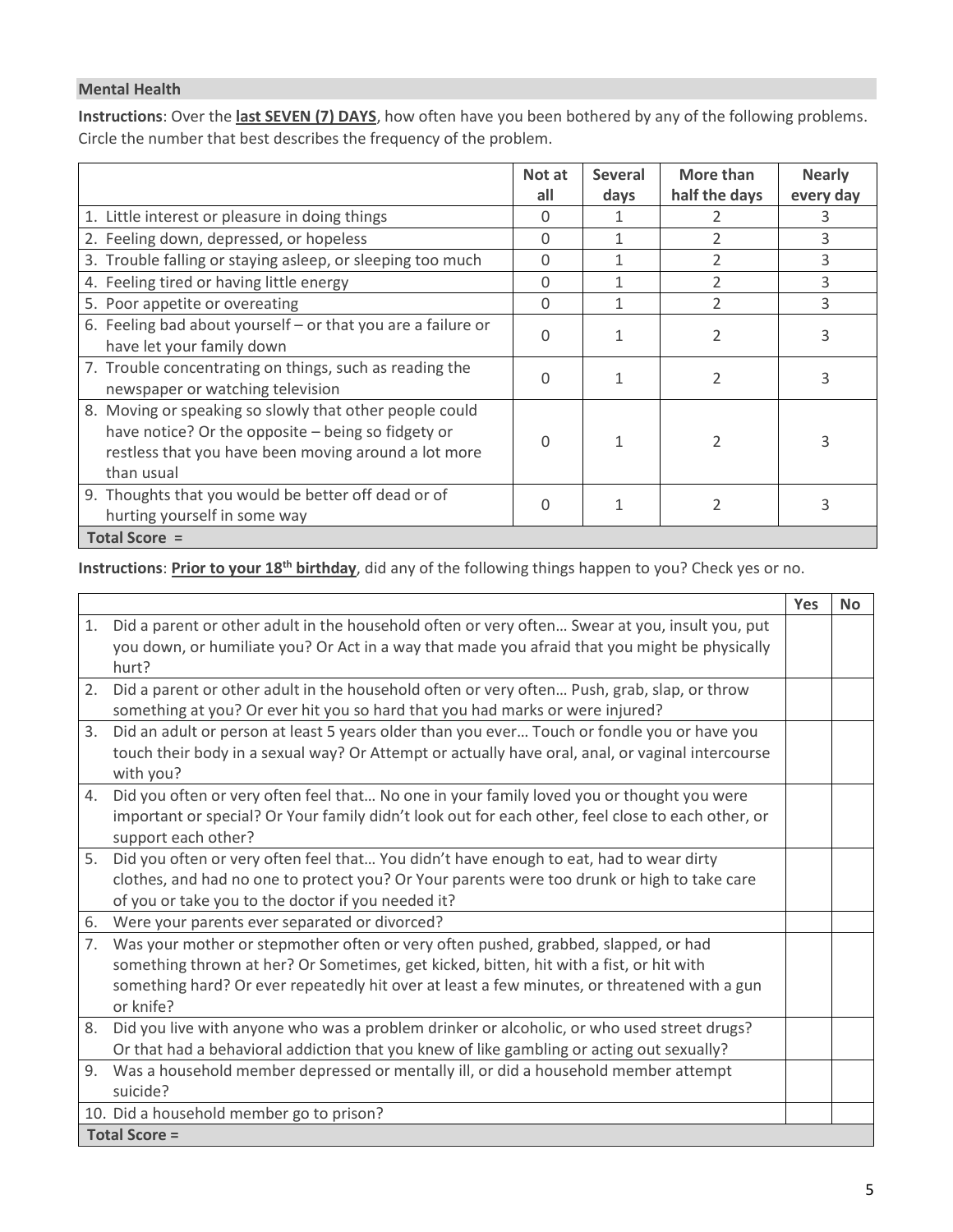## Mental Health

**Instructions**: Over the **last SEVEN (7) DAYS**, how often have you been bothered by any of the following problems. Circle the number that best describes the frequency of the problem.

| | Not at all | Several days | More than half the days | Nearly every day |
|---|---|---|---|---|
| 1. Little interest or pleasure in doing things | 0 | 1 | 2 | 3 |
| 2. Feeling down, depressed, or hopeless | 0 | 1 | 2 | 3 |
| 3. Trouble falling or staying asleep, or sleeping too much | 0 | 1 | 2 | 3 |
| 4. Feeling tired or having little energy | 0 | 1 | 2 | 3 |
| 5. Poor appetite or overeating | 0 | 1 | 2 | 3 |
| 6. Feeling bad about yourself – or that you are a failure or have let your family down | 0 | 1 | 2 | 3 |
| 7. Trouble concentrating on things, such as reading the newspaper or watching television | 0 | 1 | 2 | 3 |
| 8. Moving or speaking so slowly that other people could have notice? Or the opposite – being so fidgety or restless that you have been moving around a lot more than usual | 0 | 1 | 2 | 3 |
| 9. Thoughts that you would be better off dead or of hurting yourself in some way | 0 | 1 | 2 | 3 |
| **Total Score =** | | | | |

**Instructions**: **Prior to your 18th birthday**, did any of the following things happen to you? Check yes or no.

| | Yes | No |
|---|---|---|
| 1. Did a parent or other adult in the household often or very often… Swear at you, insult you, put you down, or humiliate you? Or Act in a way that made you afraid that you might be physically hurt? | | |
| 2. Did a parent or other adult in the household often or very often… Push, grab, slap, or throw something at you? Or ever hit you so hard that you had marks or were injured? | | |
| 3. Did an adult or person at least 5 years older than you ever… Touch or fondle you or have you touch their body in a sexual way? Or Attempt or actually have oral, anal, or vaginal intercourse with you? | | |
| 4. Did you often or very often feel that… No one in your family loved you or thought you were important or special? Or Your family didn't look out for each other, feel close to each other, or support each other? | | |
| 5. Did you often or very often feel that… You didn't have enough to eat, had to wear dirty clothes, and had no one to protect you? Or Your parents were too drunk or high to take care of you or take you to the doctor if you needed it? | | |
| 6. Were your parents ever separated or divorced? | | |
| 7. Was your mother or stepmother often or very often pushed, grabbed, slapped, or had something thrown at her? Or Sometimes, get kicked, bitten, hit with a fist, or hit with something hard? Or ever repeatedly hit over at least a few minutes, or threatened with a gun or knife? | | |
| 8. Did you live with anyone who was a problem drinker or alcoholic, or who used street drugs? Or that had a behavioral addiction that you knew of like gambling or acting out sexually? | | |
| 9. Was a household member depressed or mentally ill, or did a household member attempt suicide? | | |
| 10. Did a household member go to prison? | | |
| **Total Score =** | | |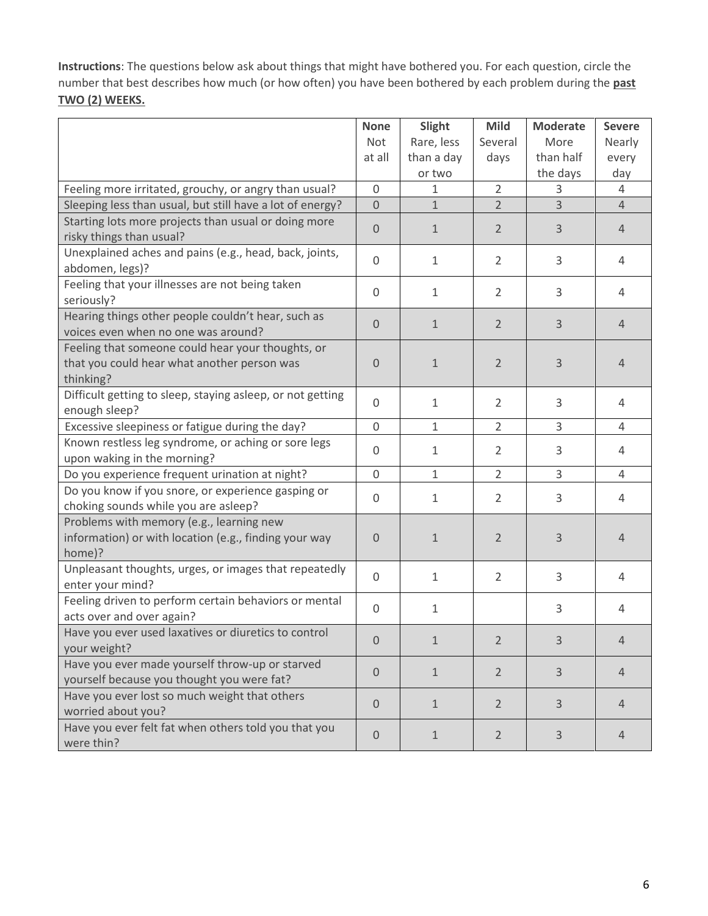**Instructions**: The questions below ask about things that might have bothered you. For each question, circle the number that best describes how much (or how often) you have been bothered by each problem during the **past TWO (2) WEEKS.**

| | None<br>Not at all | Slight<br>Rare, less than a day or two | Mild<br>Several days | Moderate<br>More than half the days | Severe<br>Nearly every day |
|---|---|---|---|---|---|
| Feeling more irritated, grouchy, or angry than usual? | 0 | 1 | 2 | 3 | 4 |
| Sleeping less than usual, but still have a lot of energy? | 0 | 1 | 2 | 3 | 4 |
| Starting lots more projects than usual or doing more risky things than usual? | 0 | 1 | 2 | 3 | 4 |
| Unexplained aches and pains (e.g., head, back, joints, abdomen, legs)? | 0 | 1 | 2 | 3 | 4 |
| Feeling that your illnesses are not being taken seriously? | 0 | 1 | 2 | 3 | 4 |
| Hearing things other people couldn't hear, such as voices even when no one was around? | 0 | 1 | 2 | 3 | 4 |
| Feeling that someone could hear your thoughts, or that you could hear what another person was thinking? | 0 | 1 | 2 | 3 | 4 |
| Difficult getting to sleep, staying asleep, or not getting enough sleep? | 0 | 1 | 2 | 3 | 4 |
| Excessive sleepiness or fatigue during the day? | 0 | 1 | 2 | 3 | 4 |
| Known restless leg syndrome, or aching or sore legs upon waking in the morning? | 0 | 1 | 2 | 3 | 4 |
| Do you experience frequent urination at night? | 0 | 1 | 2 | 3 | 4 |
| Do you know if you snore, or experience gasping or choking sounds while you are asleep? | 0 | 1 | 2 | 3 | 4 |
| Problems with memory (e.g., learning new information) or with location (e.g., finding your way home)? | 0 | 1 | 2 | 3 | 4 |
| Unpleasant thoughts, urges, or images that repeatedly enter your mind? | 0 | 1 | 2 | 3 | 4 |
| Feeling driven to perform certain behaviors or mental acts over and over again? | 0 | 1 | | 3 | 4 |
| Have you ever used laxatives or diuretics to control your weight? | 0 | 1 | 2 | 3 | 4 |
| Have you ever made yourself throw-up or starved yourself because you thought you were fat? | 0 | 1 | 2 | 3 | 4 |
| Have you ever lost so much weight that others worried about you? | 0 | 1 | 2 | 3 | 4 |
| Have you ever felt fat when others told you that you were thin? | 0 | 1 | 2 | 3 | 4 |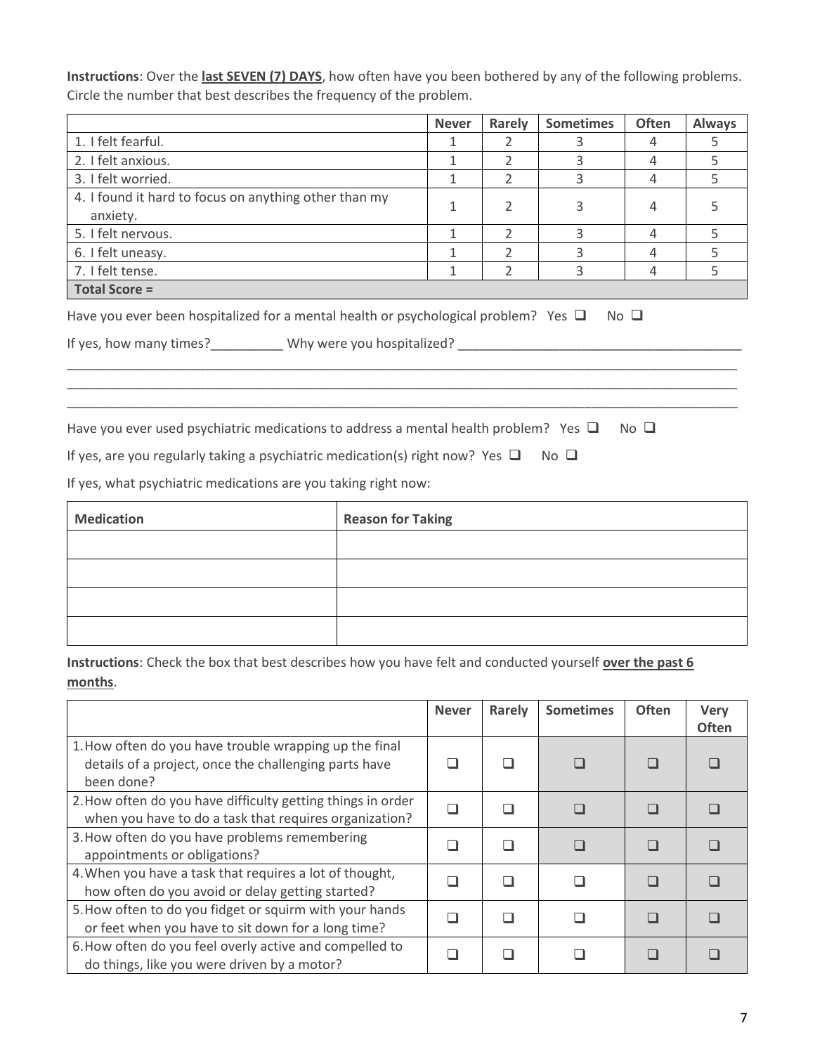**Instructions**: Over the **last SEVEN (7) DAYS**, how often have you been bothered by any of the following problems. Circle the number that best describes the frequency of the problem.

| | Never | Rarely | Sometimes | Often | Always |
|---|---|---|---|---|---|
| 1. I felt fearful. | 1 | 2 | 3 | 4 | 5 |
| 2. I felt anxious. | 1 | 2 | 3 | 4 | 5 |
| 3. I felt worried. | 1 | 2 | 3 | 4 | 5 |
| 4. I found it hard to focus on anything other than my anxiety. | 1 | 2 | 3 | 4 | 5 |
| 5. I felt nervous. | 1 | 2 | 3 | 4 | 5 |
| 6. I felt uneasy. | 1 | 2 | 3 | 4 | 5 |
| 7. I felt tense. | 1 | 2 | 3 | 4 | 5 |
| **Total Score =** | | | | | |

Have you ever been hospitalized for a mental health or psychological problem? Yes ❑ No ❑

If yes, how many times?__________ Why were you hospitalized? _______________________________________

_____________________________________________________________________________________________

_____________________________________________________________________________________________

_____________________________________________________________________________________________

Have you ever used psychiatric medications to address a mental health problem? Yes ❑ No ❑

If yes, are you regularly taking a psychiatric medication(s) right now? Yes ❑ No ❑

If yes, what psychiatric medications are you taking right now:

| Medication | Reason for Taking |
|---|---|
| | |
| | |
| | |
| | |

**Instructions**: Check the box that best describes how you have felt and conducted yourself **over the past 6 months**.

| | Never | Rarely | Sometimes | Often | Very Often |
|---|---|---|---|---|---|
| 1. How often do you have trouble wrapping up the final details of a project, once the challenging parts have been done? | ❑ | ❑ | ❑ | ❑ | ❑ |
| 2. How often do you have difficulty getting things in order when you have to do a task that requires organization? | ❑ | ❑ | ❑ | ❑ | ❑ |
| 3. How often do you have problems remembering appointments or obligations? | ❑ | ❑ | ❑ | ❑ | ❑ |
| 4. When you have a task that requires a lot of thought, how often do you avoid or delay getting started? | ❑ | ❑ | ❑ | ❑ | ❑ |
| 5. How often to do you fidget or squirm with your hands or feet when you have to sit down for a long time? | ❑ | ❑ | ❑ | ❑ | ❑ |
| 6. How often do you feel overly active and compelled to do things, like you were driven by a motor? | ❑ | ❑ | ❑ | ❑ | ❑ |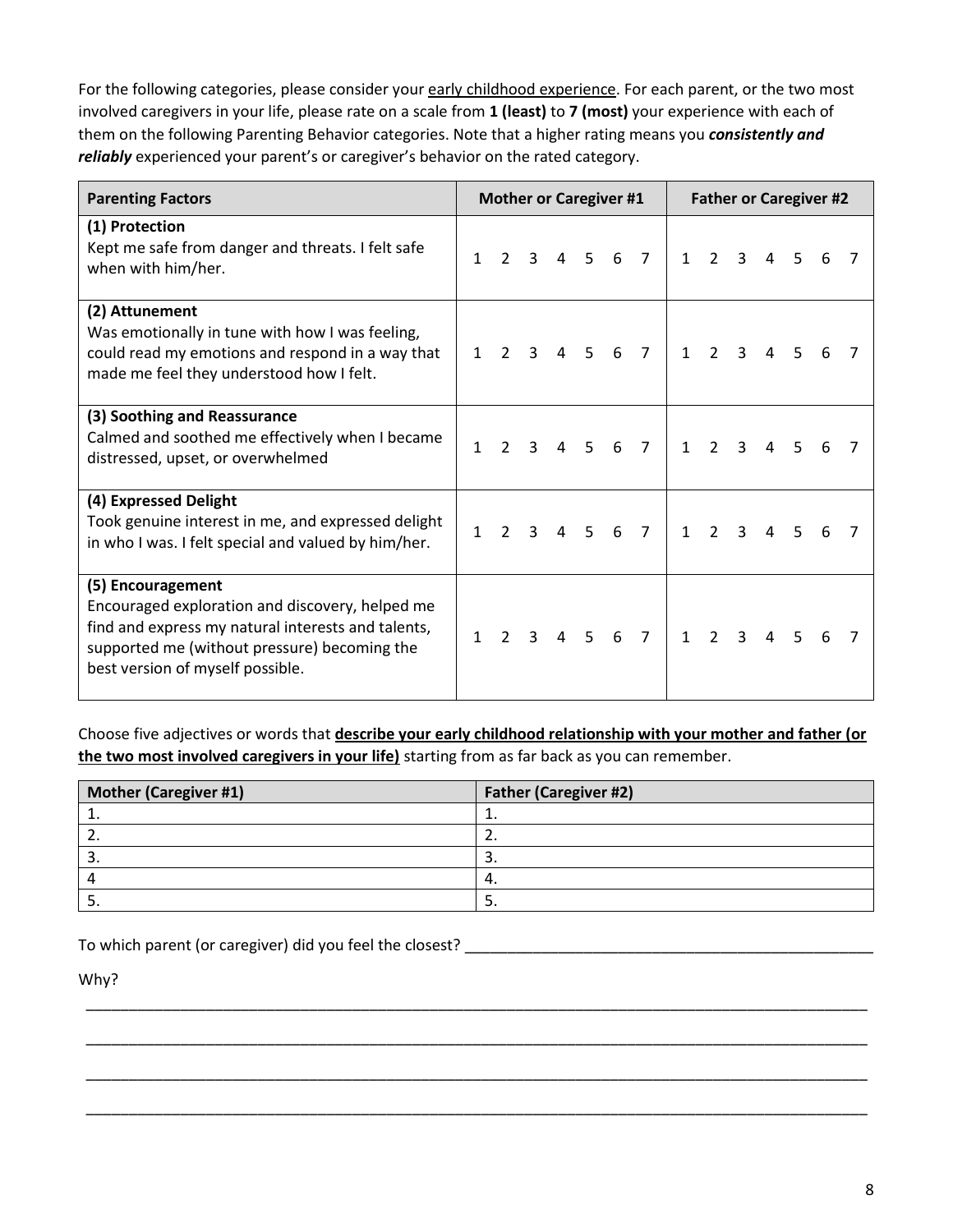For the following categories, please consider your <u>early childhood experience</u>. For each parent, or the two most involved caregivers in your life, please rate on a scale from **1 (least)** to **7 (most)** your experience with each of them on the following Parenting Behavior categories. Note that a higher rating means you ***consistently and reliably*** experienced your parent's or caregiver's behavior on the rated category.

| Parenting Factors | Mother or Caregiver #1 | Father or Caregiver #2 |
|---|---|---|
| **(1) Protection**<br>Kept me safe from danger and threats. I felt safe when with him/her. | 1 2 3 4 5 6 7 | 1 2 3 4 5 6 7 |
| **(2) Attunement**<br>Was emotionally in tune with how I was feeling, could read my emotions and respond in a way that made me feel they understood how I felt. | 1 2 3 4 5 6 7 | 1 2 3 4 5 6 7 |
| **(3) Soothing and Reassurance**<br>Calmed and soothed me effectively when I became distressed, upset, or overwhelmed | 1 2 3 4 5 6 7 | 1 2 3 4 5 6 7 |
| **(4) Expressed Delight**<br>Took genuine interest in me, and expressed delight in who I was. I felt special and valued by him/her. | 1 2 3 4 5 6 7 | 1 2 3 4 5 6 7 |
| **(5) Encouragement**<br>Encouraged exploration and discovery, helped me find and express my natural interests and talents, supported me (without pressure) becoming the best version of myself possible. | 1 2 3 4 5 6 7 | 1 2 3 4 5 6 7 |

Choose five adjectives or words that **<u>describe your early childhood relationship with your mother and father (or the two most involved caregivers in your life)</u>** starting from as far back as you can remember.

| Mother (Caregiver #1) | Father (Caregiver #2) |
|---|---|
| 1. | 1. |
| 2. | 2. |
| 3. | 3. |
| 4 | 4. |
| 5. | 5. |

To which parent (or caregiver) did you feel the closest? ___________________________________________

Why?

_______________________________________________________________________________________

_______________________________________________________________________________________

_______________________________________________________________________________________

_______________________________________________________________________________________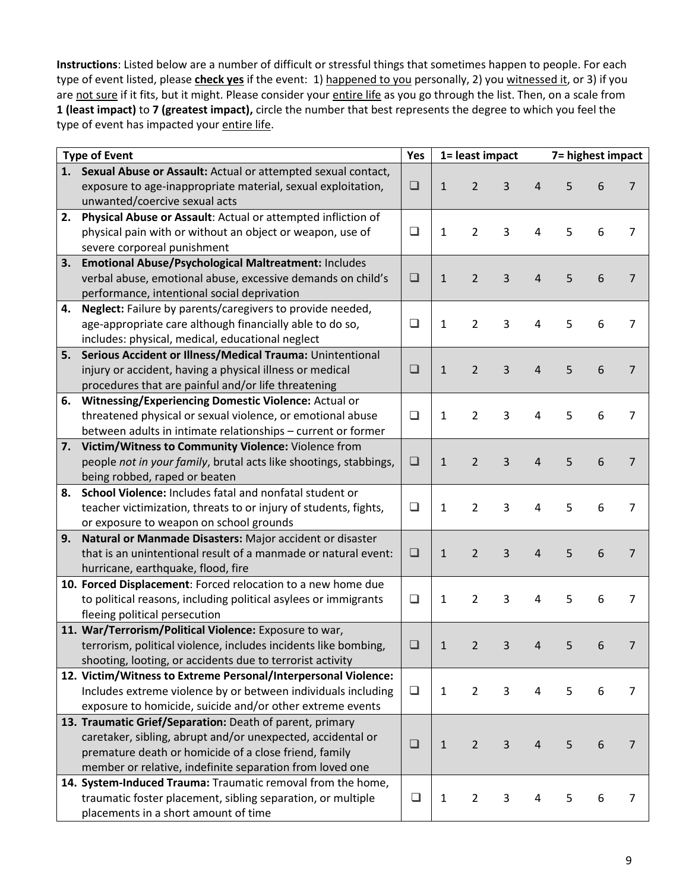**Instructions**: Listed below are a number of difficult or stressful things that sometimes happen to people. For each type of event listed, please **check yes** if the event: 1) happened to you personally, 2) you witnessed it, or 3) if you are not sure if it fits, but it might. Please consider your entire life as you go through the list. Then, on a scale from **1 (least impact)** to **7 (greatest impact),** circle the number that best represents the degree to which you feel the type of event has impacted your entire life.

| Type of Event | Yes | 1= least impact | | | | | | 7= highest impact |
|---|---|---|---|---|---|---|---|---|
| 1. **Sexual Abuse or Assault:** Actual or attempted sexual contact, exposure to age-inappropriate material, sexual exploitation, unwanted/coercive sexual acts | ❑ | 1 | 2 | 3 | 4 | 5 | 6 | 7 |
| 2. **Physical Abuse or Assault**: Actual or attempted infliction of physical pain with or without an object or weapon, use of severe corporeal punishment | ❑ | 1 | 2 | 3 | 4 | 5 | 6 | 7 |
| 3. **Emotional Abuse/Psychological Maltreatment:** Includes verbal abuse, emotional abuse, excessive demands on child's performance, intentional social deprivation | ❑ | 1 | 2 | 3 | 4 | 5 | 6 | 7 |
| 4. **Neglect:** Failure by parents/caregivers to provide needed, age-appropriate care although financially able to do so, includes: physical, medical, educational neglect | ❑ | 1 | 2 | 3 | 4 | 5 | 6 | 7 |
| 5. **Serious Accident or Illness/Medical Trauma:** Unintentional injury or accident, having a physical illness or medical procedures that are painful and/or life threatening | ❑ | 1 | 2 | 3 | 4 | 5 | 6 | 7 |
| 6. **Witnessing/Experiencing Domestic Violence:** Actual or threatened physical or sexual violence, or emotional abuse between adults in intimate relationships – current or former | ❑ | 1 | 2 | 3 | 4 | 5 | 6 | 7 |
| 7. **Victim/Witness to Community Violence:** Violence from people *not in your family*, brutal acts like shootings, stabbings, being robbed, raped or beaten | ❑ | 1 | 2 | 3 | 4 | 5 | 6 | 7 |
| 8. **School Violence:** Includes fatal and nonfatal student or teacher victimization, threats to or injury of students, fights, or exposure to weapon on school grounds | ❑ | 1 | 2 | 3 | 4 | 5 | 6 | 7 |
| 9. **Natural or Manmade Disasters:** Major accident or disaster that is an unintentional result of a manmade or natural event: hurricane, earthquake, flood, fire | ❑ | 1 | 2 | 3 | 4 | 5 | 6 | 7 |
| 10. **Forced Displacement**: Forced relocation to a new home due to political reasons, including political asylees or immigrants fleeing political persecution | ❑ | 1 | 2 | 3 | 4 | 5 | 6 | 7 |
| 11. **War/Terrorism/Political Violence:** Exposure to war, terrorism, political violence, includes incidents like bombing, shooting, looting, or accidents due to terrorist activity | ❑ | 1 | 2 | 3 | 4 | 5 | 6 | 7 |
| 12. **Victim/Witness to Extreme Personal/Interpersonal Violence:** Includes extreme violence by or between individuals including exposure to homicide, suicide and/or other extreme events | ❑ | 1 | 2 | 3 | 4 | 5 | 6 | 7 |
| 13. **Traumatic Grief/Separation:** Death of parent, primary caretaker, sibling, abrupt and/or unexpected, accidental or premature death or homicide of a close friend, family member or relative, indefinite separation from loved one | ❑ | 1 | 2 | 3 | 4 | 5 | 6 | 7 |
| 14. **System-Induced Trauma:** Traumatic removal from the home, traumatic foster placement, sibling separation, or multiple placements in a short amount of time | ❑ | 1 | 2 | 3 | 4 | 5 | 6 | 7 |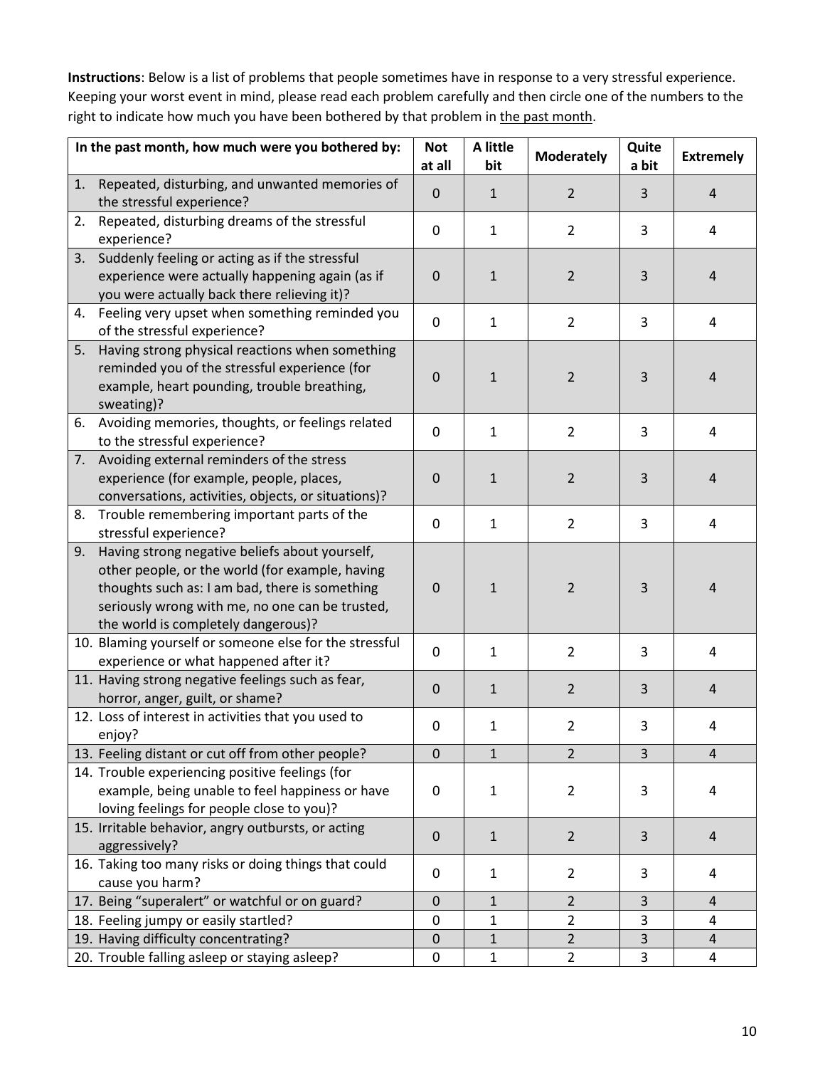**Instructions**: Below is a list of problems that people sometimes have in response to a very stressful experience. Keeping your worst event in mind, please read each problem carefully and then circle one of the numbers to the right to indicate how much you have been bothered by that problem in the past month.

| In the past month, how much were you bothered by: | Not at all | A little bit | Moderately | Quite a bit | Extremely |
|---|---|---|---|---|---|
| 1. Repeated, disturbing, and unwanted memories of the stressful experience? | 0 | 1 | 2 | 3 | 4 |
| 2. Repeated, disturbing dreams of the stressful experience? | 0 | 1 | 2 | 3 | 4 |
| 3. Suddenly feeling or acting as if the stressful experience were actually happening again (as if you were actually back there relieving it)? | 0 | 1 | 2 | 3 | 4 |
| 4. Feeling very upset when something reminded you of the stressful experience? | 0 | 1 | 2 | 3 | 4 |
| 5. Having strong physical reactions when something reminded you of the stressful experience (for example, heart pounding, trouble breathing, sweating)? | 0 | 1 | 2 | 3 | 4 |
| 6. Avoiding memories, thoughts, or feelings related to the stressful experience? | 0 | 1 | 2 | 3 | 4 |
| 7. Avoiding external reminders of the stress experience (for example, people, places, conversations, activities, objects, or situations)? | 0 | 1 | 2 | 3 | 4 |
| 8. Trouble remembering important parts of the stressful experience? | 0 | 1 | 2 | 3 | 4 |
| 9. Having strong negative beliefs about yourself, other people, or the world (for example, having thoughts such as: I am bad, there is something seriously wrong with me, no one can be trusted, the world is completely dangerous)? | 0 | 1 | 2 | 3 | 4 |
| 10. Blaming yourself or someone else for the stressful experience or what happened after it? | 0 | 1 | 2 | 3 | 4 |
| 11. Having strong negative feelings such as fear, horror, anger, guilt, or shame? | 0 | 1 | 2 | 3 | 4 |
| 12. Loss of interest in activities that you used to enjoy? | 0 | 1 | 2 | 3 | 4 |
| 13. Feeling distant or cut off from other people? | 0 | 1 | 2 | 3 | 4 |
| 14. Trouble experiencing positive feelings (for example, being unable to feel happiness or have loving feelings for people close to you)? | 0 | 1 | 2 | 3 | 4 |
| 15. Irritable behavior, angry outbursts, or acting aggressively? | 0 | 1 | 2 | 3 | 4 |
| 16. Taking too many risks or doing things that could cause you harm? | 0 | 1 | 2 | 3 | 4 |
| 17. Being "superalert" or watchful or on guard? | 0 | 1 | 2 | 3 | 4 |
| 18. Feeling jumpy or easily startled? | 0 | 1 | 2 | 3 | 4 |
| 19. Having difficulty concentrating? | 0 | 1 | 2 | 3 | 4 |
| 20. Trouble falling asleep or staying asleep? | 0 | 1 | 2 | 3 | 4 |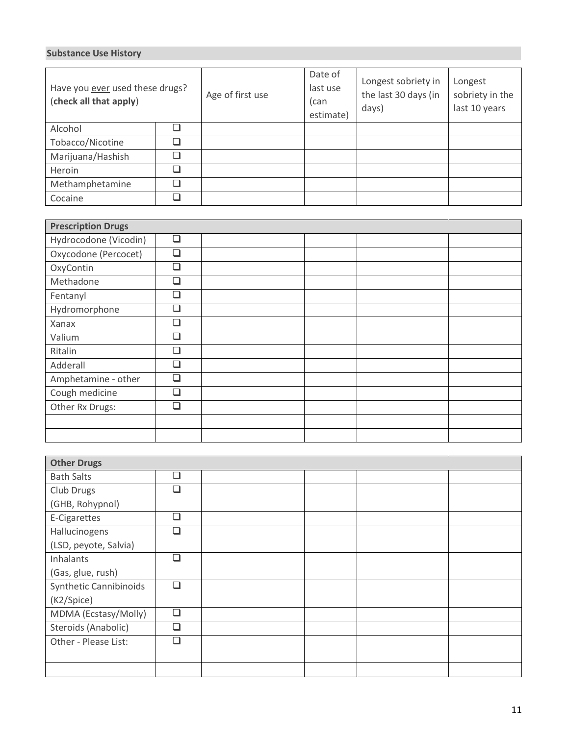## Substance Use History

| Have you <u>ever</u> used these drugs? (**check all that apply**) | | Age of first use | Date of last use (can estimate) | Longest sobriety in the last 30 days (in days) | Longest sobriety in the last 10 years |
|---|---|---|---|---|---|
| Alcohol | ❑ | | | | |
| Tobacco/Nicotine | ❑ | | | | |
| Marijuana/Hashish | ❑ | | | | |
| Heroin | ❑ | | | | |
| Methamphetamine | ❑ | | | | |
| Cocaine | ❑ | | | | |

| **Prescription Drugs** | | | | | |
|---|---|---|---|---|---|
| Hydrocodone (Vicodin) | ❑ | | | | |
| Oxycodone (Percocet) | ❑ | | | | |
| OxyContin | ❑ | | | | |
| Methadone | ❑ | | | | |
| Fentanyl | ❑ | | | | |
| Hydromorphone | ❑ | | | | |
| Xanax | ❑ | | | | |
| Valium | ❑ | | | | |
| Ritalin | ❑ | | | | |
| Adderall | ❑ | | | | |
| Amphetamine - other | ❑ | | | | |
| Cough medicine | ❑ | | | | |
| Other Rx Drugs: | ❑ | | | | |
| | | | | | |
| | | | | | |

| **Other Drugs** | | | | | |
|---|---|---|---|---|---|
| Bath Salts | ❑ | | | | |
| Club Drugs (GHB, Rohypnol) | ❑ | | | | |
| E-Cigarettes | ❑ | | | | |
| Hallucinogens (LSD, peyote, Salvia) | ❑ | | | | |
| Inhalants (Gas, glue, rush) | ❑ | | | | |
| Synthetic Cannibinoids (K2/Spice) | ❑ | | | | |
| MDMA (Ecstasy/Molly) | ❑ | | | | |
| Steroids (Anabolic) | ❑ | | | | |
| Other - Please List: | ❑ | | | | |
| | | | | | |
| | | | | | |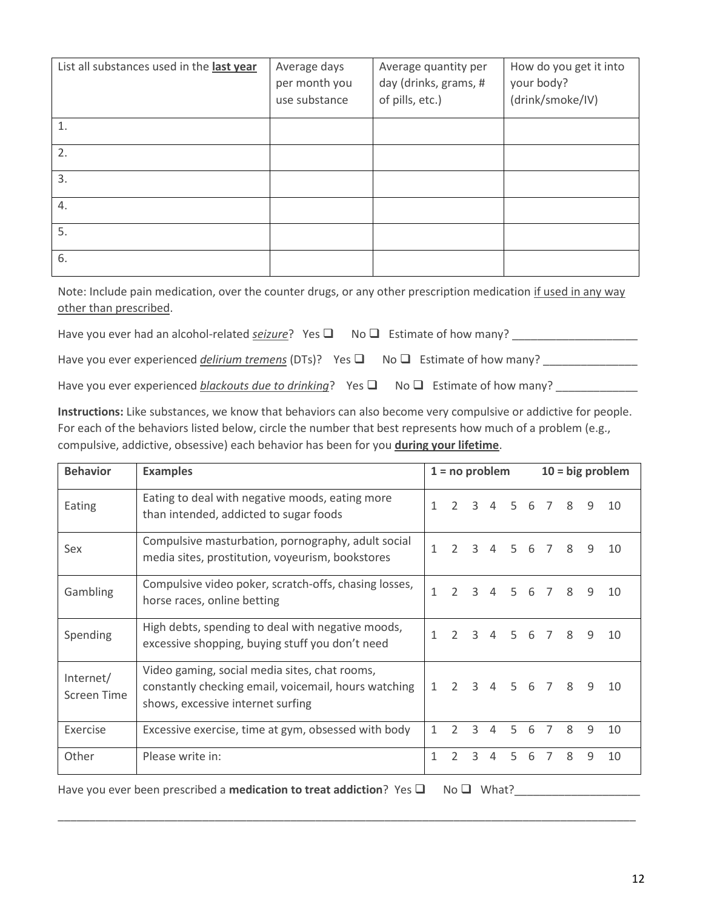| List all substances used in the **<u>last year</u>** | Average days per month you use substance | Average quantity per day (drinks, grams, # of pills, etc.) | How do you get it into your body? (drink/smoke/IV) |
|---|---|---|---|
| 1. | | | |
| 2. | | | |
| 3. | | | |
| 4. | | | |
| 5. | | | |
| 6. | | | |

Note: Include pain medication, over the counter drugs, or any other prescription medication <u>if used in any way other than prescribed</u>.

Have you ever had an alcohol-related ***<u>seizure</u>***? Yes ❑ No ❑ Estimate of how many? ____________________

Have you ever experienced ***<u>delirium tremens</u>*** (DTs)? Yes ❑ No ❑ Estimate of how many? _______________

Have you ever experienced ***<u>blackouts due to drinking</u>***? Yes ❑ No ❑ Estimate of how many? _____________

**Instructions:** Like substances, we know that behaviors can also become very compulsive or addictive for people. For each of the behaviors listed below, circle the number that best represents how much of a problem (e.g., compulsive, addictive, obsessive) each behavior has been for you **<u>during your lifetime</u>**.

| **Behavior** | **Examples** | **1 = no problem 10 = big problem** |
|---|---|---|
| Eating | Eating to deal with negative moods, eating more than intended, addicted to sugar foods | 1 2 3 4 5 6 7 8 9 10 |
| Sex | Compulsive masturbation, pornography, adult social media sites, prostitution, voyeurism, bookstores | 1 2 3 4 5 6 7 8 9 10 |
| Gambling | Compulsive video poker, scratch-offs, chasing losses, horse races, online betting | 1 2 3 4 5 6 7 8 9 10 |
| Spending | High debts, spending to deal with negative moods, excessive shopping, buying stuff you don't need | 1 2 3 4 5 6 7 8 9 10 |
| Internet/ Screen Time | Video gaming, social media sites, chat rooms, constantly checking email, voicemail, hours watching shows, excessive internet surfing | 1 2 3 4 5 6 7 8 9 10 |
| Exercise | Excessive exercise, time at gym, obsessed with body | 1 2 3 4 5 6 7 8 9 10 |
| Other | Please write in: | 1 2 3 4 5 6 7 8 9 10 |

Have you ever been prescribed a **medication to treat addiction**? Yes ❑ No ❑ What?____________________

_____________________________________________________________________________________________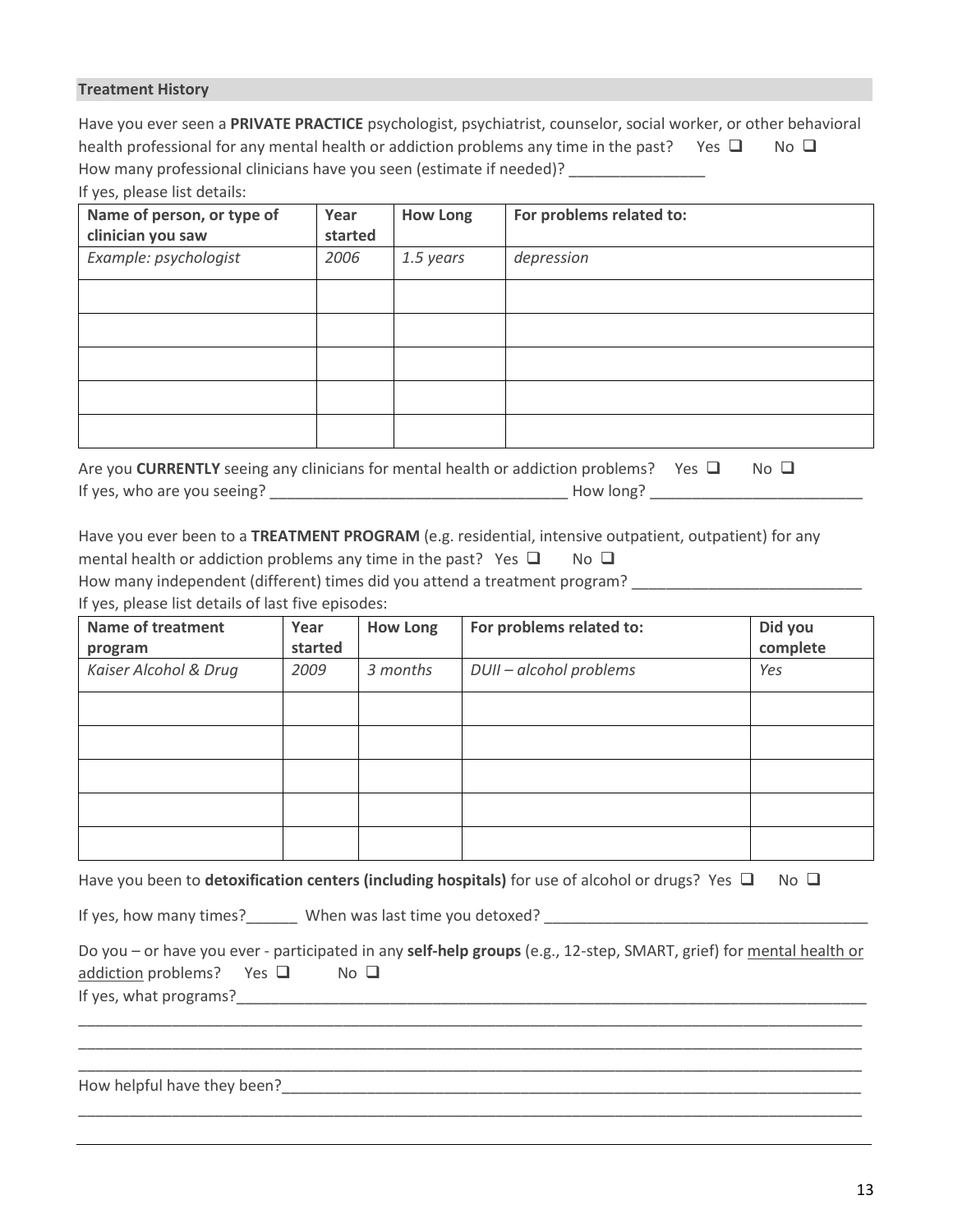## Treatment History

Have you ever seen a **PRIVATE PRACTICE** psychologist, psychiatrist, counselor, social worker, or other behavioral health professional for any mental health or addiction problems any time in the past? Yes ❑ No ❑

How many professional clinicians have you seen (estimate if needed)? ________________

If yes, please list details:

| Name of person, or type of clinician you saw | Year started | How Long | For problems related to: |
|---|---|---|---|
| *Example: psychologist* | *2006* | *1.5 years* | *depression* |
| | | | |
| | | | |
| | | | |
| | | | |
| | | | |

Are you **CURRENTLY** seeing any clinicians for mental health or addiction problems? Yes ❑ No ❑

If yes, who are you seeing? ___________________________________ How long? _________________________

Have you ever been to a **TREATMENT PROGRAM** (e.g. residential, intensive outpatient, outpatient) for any mental health or addiction problems any time in the past? Yes ❑ No ❑

How many independent (different) times did you attend a treatment program? ___________________________

If yes, please list details of last five episodes:

| Name of treatment program | Year started | How Long | For problems related to: | Did you complete |
|---|---|---|---|---|
| *Kaiser Alcohol & Drug* | *2009* | *3 months* | *DUII – alcohol problems* | *Yes* |
| | | | | |
| | | | | |
| | | | | |
| | | | | |
| | | | | |

Have you been to **detoxification centers (including hospitals)** for use of alcohol or drugs? Yes ❑ No ❑

If yes, how many times?______ When was last time you detoxed? ______________________________________

Do you – or have you ever - participated in any **self-help groups** (e.g., 12-step, SMART, grief) for <u>mental health or addiction</u> problems? Yes ❑ No ❑

If yes, what programs?______________________________________________________________________________

_____________________________________________________________________________________________

_____________________________________________________________________________________________

_____________________________________________________________________________________________

How helpful have they been?__________________________________________________________________________

_____________________________________________________________________________________________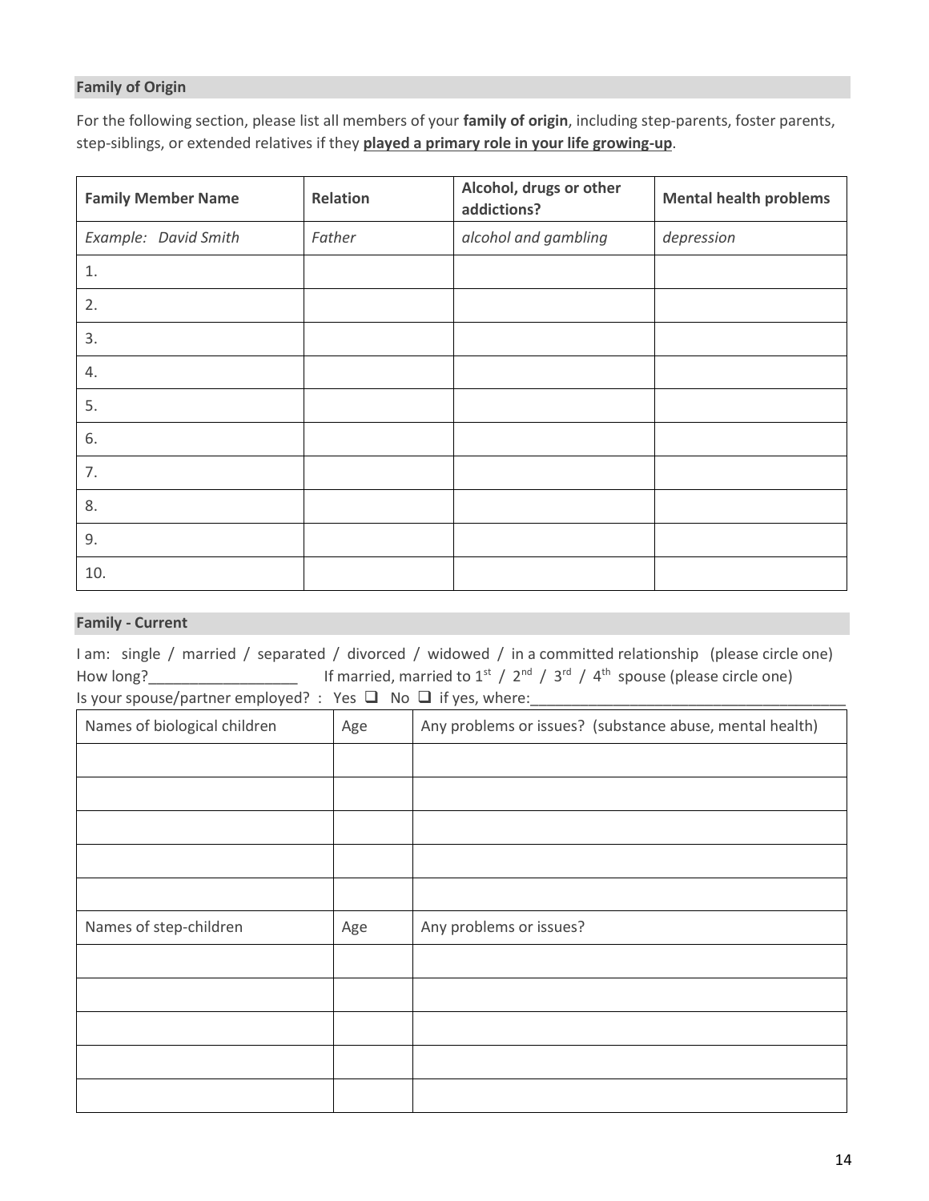## Family of Origin

For the following section, please list all members of your **family of origin**, including step-parents, foster parents, step-siblings, or extended relatives if they **played a primary role in your life growing-up**.

| Family Member Name | Relation | Alcohol, drugs or other addictions? | Mental health problems |
|---|---|---|---|
| *Example: David Smith* | *Father* | *alcohol and gambling* | *depression* |
| 1. | | | |
| 2. | | | |
| 3. | | | |
| 4. | | | |
| 5. | | | |
| 6. | | | |
| 7. | | | |
| 8. | | | |
| 9. | | | |
| 10. | | | |

## Family - Current

I am: single / married / separated / divorced / widowed / in a committed relationship (please circle one)
How long?__________________ If married, married to 1st / 2nd / 3rd / 4th spouse (please circle one)
Is your spouse/partner employed? : Yes ❑ No ❑ if yes, where:______________________________________

| Names of biological children | Age | Any problems or issues? (substance abuse, mental health) |
|---|---|---|
| | | |
| | | |
| | | |
| | | |
| | | |

| Names of step-children | Age | Any problems or issues? |
|---|---|---|
| | | |
| | | |
| | | |
| | | |
| | | |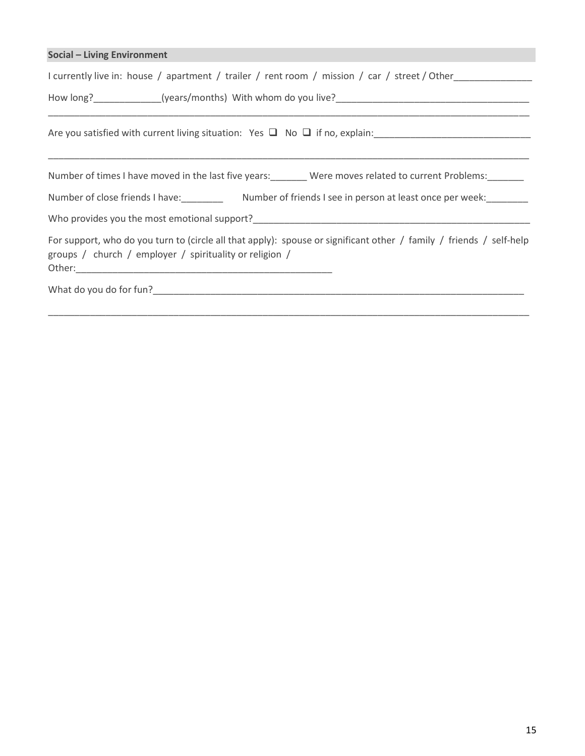**Social – Living Environment**

I currently live in: house / apartment / trailer / rent room / mission / car / street / Other_______________

How long?_____________(years/months) With whom do you live?_____________________________________

_____________________________________________________________________________________________

Are you satisfied with current living situation: Yes ❑ No ❑ if no, explain:______________________________

_____________________________________________________________________________________________

Number of times I have moved in the last five years:_______ Were moves related to current Problems:_______

Number of close friends I have:________ Number of friends I see in person at least once per week:________

Who provides you the most emotional support?_______________________________________________________

For support, who do you turn to (circle all that apply): spouse or significant other / family / friends / self-help groups / church / employer / spirituality or religion / Other:___________________________________________________

What do you do for fun?__________________________________________________________________________

_____________________________________________________________________________________________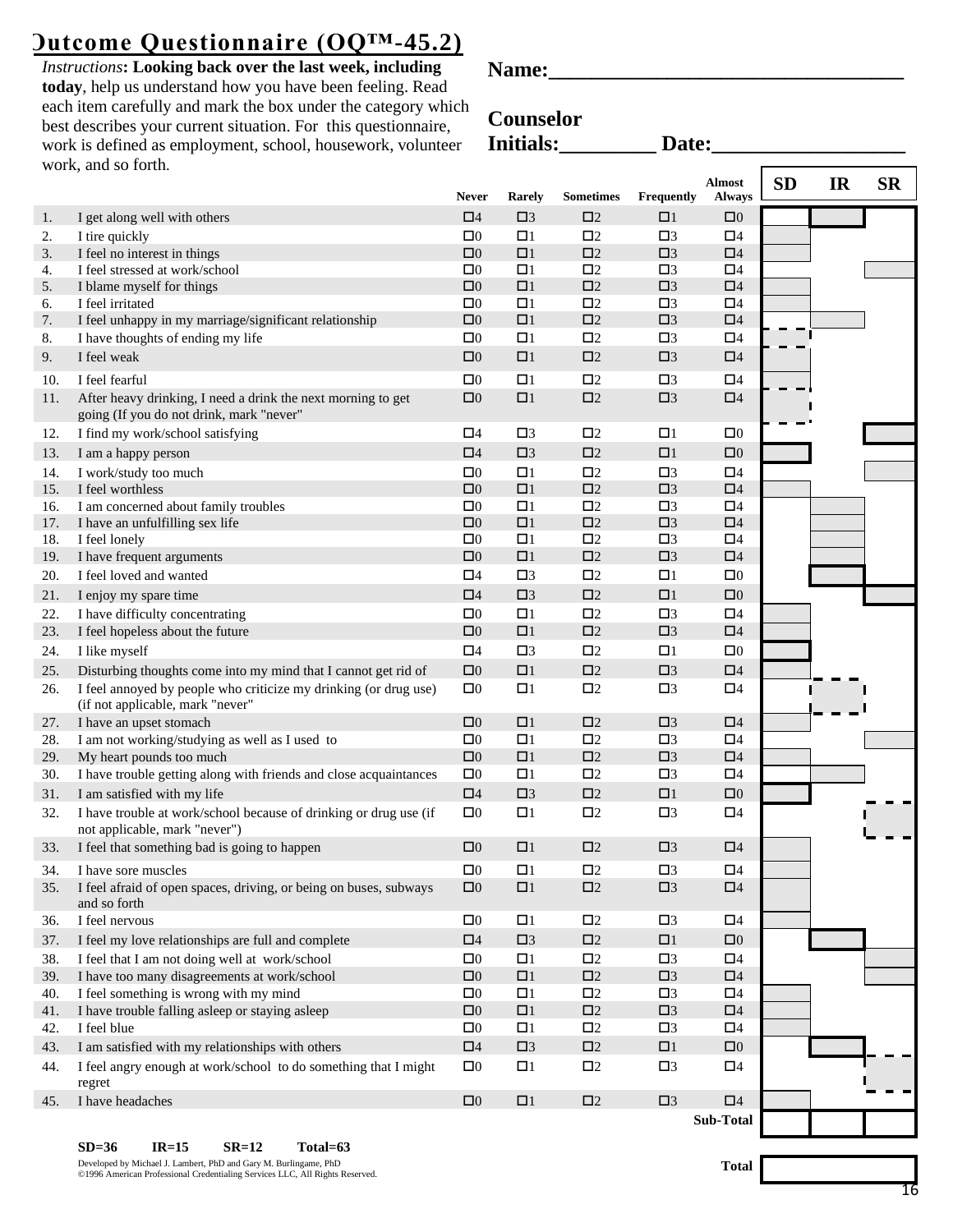# Outcome Questionnaire (OQ™-45.2)

*Instructions*: **Looking back over the last week, including today**, help us understand how you have been feeling. Read each item carefully and mark the box under the category which best describes your current situation. For this questionnaire, work is defined as employment, school, housework, volunteer work, and so forth.

**Name:**_______________________________

**Counselor Initials:**_________ **Date:**__________________

| | | Never | Rarely | Sometimes | Frequently | Almost Always | SD | IR | SR |
|---|---|---|---|---|---|---|---|---|---|
| 1. | I get along well with others | ☐4 | ☐3 | ☐2 | ☐1 | ☐0 | | | |
| 2. | I tire quickly | ☐0 | ☐1 | ☐2 | ☐3 | ☐4 | | | |
| 3. | I feel no interest in things | ☐0 | ☐1 | ☐2 | ☐3 | ☐4 | | | |
| 4. | I feel stressed at work/school | ☐0 | ☐1 | ☐2 | ☐3 | ☐4 | | | |
| 5. | I blame myself for things | ☐0 | ☐1 | ☐2 | ☐3 | ☐4 | | | |
| 6. | I feel irritated | ☐0 | ☐1 | ☐2 | ☐3 | ☐4 | | | |
| 7. | I feel unhappy in my marriage/significant relationship | ☐0 | ☐1 | ☐2 | ☐3 | ☐4 | | | |
| 8. | I have thoughts of ending my life | ☐0 | ☐1 | ☐2 | ☐3 | ☐4 | | | |
| 9. | I feel weak | ☐0 | ☐1 | ☐2 | ☐3 | ☐4 | | | |
| 10. | I feel fearful | ☐0 | ☐1 | ☐2 | ☐3 | ☐4 | | | |
| 11. | After heavy drinking, I need a drink the next morning to get going (If you do not drink, mark "never" | ☐0 | ☐1 | ☐2 | ☐3 | ☐4 | | | |
| 12. | I find my work/school satisfying | ☐4 | ☐3 | ☐2 | ☐1 | ☐0 | | | |
| 13. | I am a happy person | ☐4 | ☐3 | ☐2 | ☐1 | ☐0 | | | |
| 14. | I work/study too much | ☐0 | ☐1 | ☐2 | ☐3 | ☐4 | | | |
| 15. | I feel worthless | ☐0 | ☐1 | ☐2 | ☐3 | ☐4 | | | |
| 16. | I am concerned about family troubles | ☐0 | ☐1 | ☐2 | ☐3 | ☐4 | | | |
| 17. | I have an unfulfilling sex life | ☐0 | ☐1 | ☐2 | ☐3 | ☐4 | | | |
| 18. | I feel lonely | ☐0 | ☐1 | ☐2 | ☐3 | ☐4 | | | |
| 19. | I have frequent arguments | ☐0 | ☐1 | ☐2 | ☐3 | ☐4 | | | |
| 20. | I feel loved and wanted | ☐4 | ☐3 | ☐2 | ☐1 | ☐0 | | | |
| 21. | I enjoy my spare time | ☐4 | ☐3 | ☐2 | ☐1 | ☐0 | | | |
| 22. | I have difficulty concentrating | ☐0 | ☐1 | ☐2 | ☐3 | ☐4 | | | |
| 23. | I feel hopeless about the future | ☐0 | ☐1 | ☐2 | ☐3 | ☐4 | | | |
| 24. | I like myself | ☐4 | ☐3 | ☐2 | ☐1 | ☐0 | | | |
| 25. | Disturbing thoughts come into my mind that I cannot get rid of | ☐0 | ☐1 | ☐2 | ☐3 | ☐4 | | | |
| 26. | I feel annoyed by people who criticize my drinking (or drug use) (if not applicable, mark "never" | ☐0 | ☐1 | ☐2 | ☐3 | ☐4 | | | |
| 27. | I have an upset stomach | ☐0 | ☐1 | ☐2 | ☐3 | ☐4 | | | |
| 28. | I am not working/studying as well as I used to | ☐0 | ☐1 | ☐2 | ☐3 | ☐4 | | | |
| 29. | My heart pounds too much | ☐0 | ☐1 | ☐2 | ☐3 | ☐4 | | | |
| 30. | I have trouble getting along with friends and close acquaintances | ☐0 | ☐1 | ☐2 | ☐3 | ☐4 | | | |
| 31. | I am satisfied with my life | ☐4 | ☐3 | ☐2 | ☐1 | ☐0 | | | |
| 32. | I have trouble at work/school because of drinking or drug use (if not applicable, mark "never") | ☐0 | ☐1 | ☐2 | ☐3 | ☐4 | | | |
| 33. | I feel that something bad is going to happen | ☐0 | ☐1 | ☐2 | ☐3 | ☐4 | | | |
| 34. | I have sore muscles | ☐0 | ☐1 | ☐2 | ☐3 | ☐4 | | | |
| 35. | I feel afraid of open spaces, driving, or being on buses, subways and so forth | ☐0 | ☐1 | ☐2 | ☐3 | ☐4 | | | |
| 36. | I feel nervous | ☐0 | ☐1 | ☐2 | ☐3 | ☐4 | | | |
| 37. | I feel my love relationships are full and complete | ☐4 | ☐3 | ☐2 | ☐1 | ☐0 | | | |
| 38. | I feel that I am not doing well at work/school | ☐0 | ☐1 | ☐2 | ☐3 | ☐4 | | | |
| 39. | I have too many disagreements at work/school | ☐0 | ☐1 | ☐2 | ☐3 | ☐4 | | | |
| 40. | I feel something is wrong with my mind | ☐0 | ☐1 | ☐2 | ☐3 | ☐4 | | | |
| 41. | I have trouble falling asleep or staying asleep | ☐0 | ☐1 | ☐2 | ☐3 | ☐4 | | | |
| 42. | I feel blue | ☐0 | ☐1 | ☐2 | ☐3 | ☐4 | | | |
| 43. | I am satisfied with my relationships with others | ☐4 | ☐3 | ☐2 | ☐1 | ☐0 | | | |
| 44. | I feel angry enough at work/school to do something that I might regret | ☐0 | ☐1 | ☐2 | ☐3 | ☐4 | | | |
| 45. | I have headaches | ☐0 | ☐1 | ☐2 | ☐3 | ☐4 | | | |
| | | | | | | **Sub-Total** | | | |
| | | | | | | **Total** | | | |

**SD=36 IR=15 SR=12 Total=63**

Developed by Michael J. Lambert, PhD and Gary M. Burlingame, PhD
©1996 American Professional Credentialing Services LLC, All Rights Reserved.